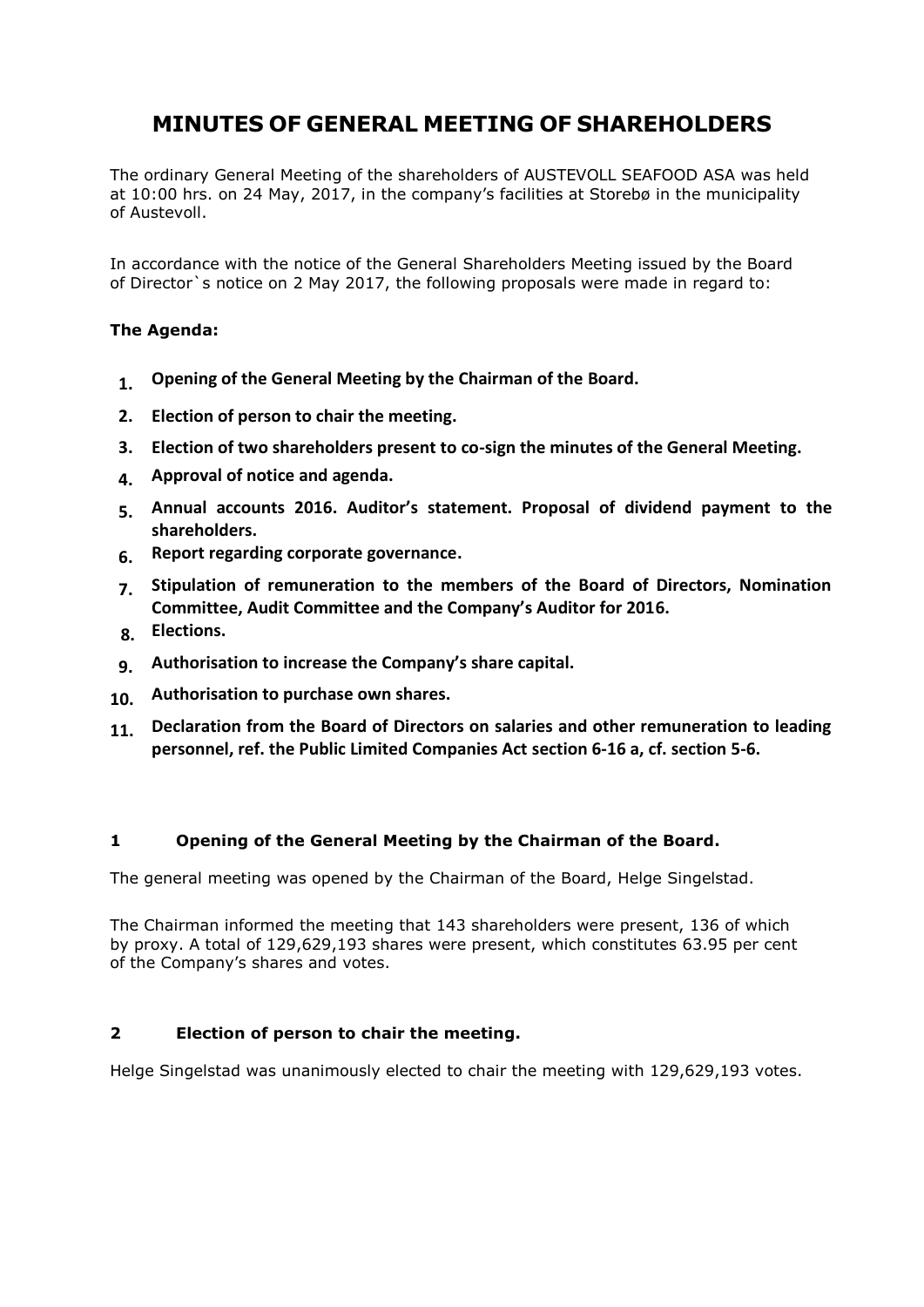# MINUTES OF GENERAL MEETING OF SHAREHOLDERS

The ordinary General Meeting of the shareholders of AUSTEVOLL SEAFOOD ASA was held at 10:00 hrs. on 24 May, 2017, in the company's facilities at Storebø in the municipality of Austevoll.

In accordance with the notice of the General Shareholders Meeting issued by the Board of Director`s notice on 2 May 2017, the following proposals were made in regard to:

**The Agenda:**

1. **Opening of the General Meeting by the Chairman of the Board.**
2. **Election of person to chair the meeting.**
3. **Election of two shareholders present to co-sign the minutes of the General Meeting.**
4. **Approval of notice and agenda.**
5. **Annual accounts 2016. Auditor's statement. Proposal of dividend payment to the shareholders.**
6. **Report regarding corporate governance.**
7. **Stipulation of remuneration to the members of the Board of Directors, Nomination Committee, Audit Committee and the Company's Auditor for 2016.**
8. **Elections.**
9. **Authorisation to increase the Company's share capital.**
10. **Authorisation to purchase own shares.**
11. **Declaration from the Board of Directors on salaries and other remuneration to leading personnel, ref. the Public Limited Companies Act section 6-16 a, cf. section 5-6.**

### 1 Opening of the General Meeting by the Chairman of the Board.

The general meeting was opened by the Chairman of the Board, Helge Singelstad.

The Chairman informed the meeting that 143 shareholders were present, 136 of which by proxy. A total of 129,629,193 shares were present, which constitutes 63.95 per cent of the Company's shares and votes.

### 2 Election of person to chair the meeting.

Helge Singelstad was unanimously elected to chair the meeting with 129,629,193 votes.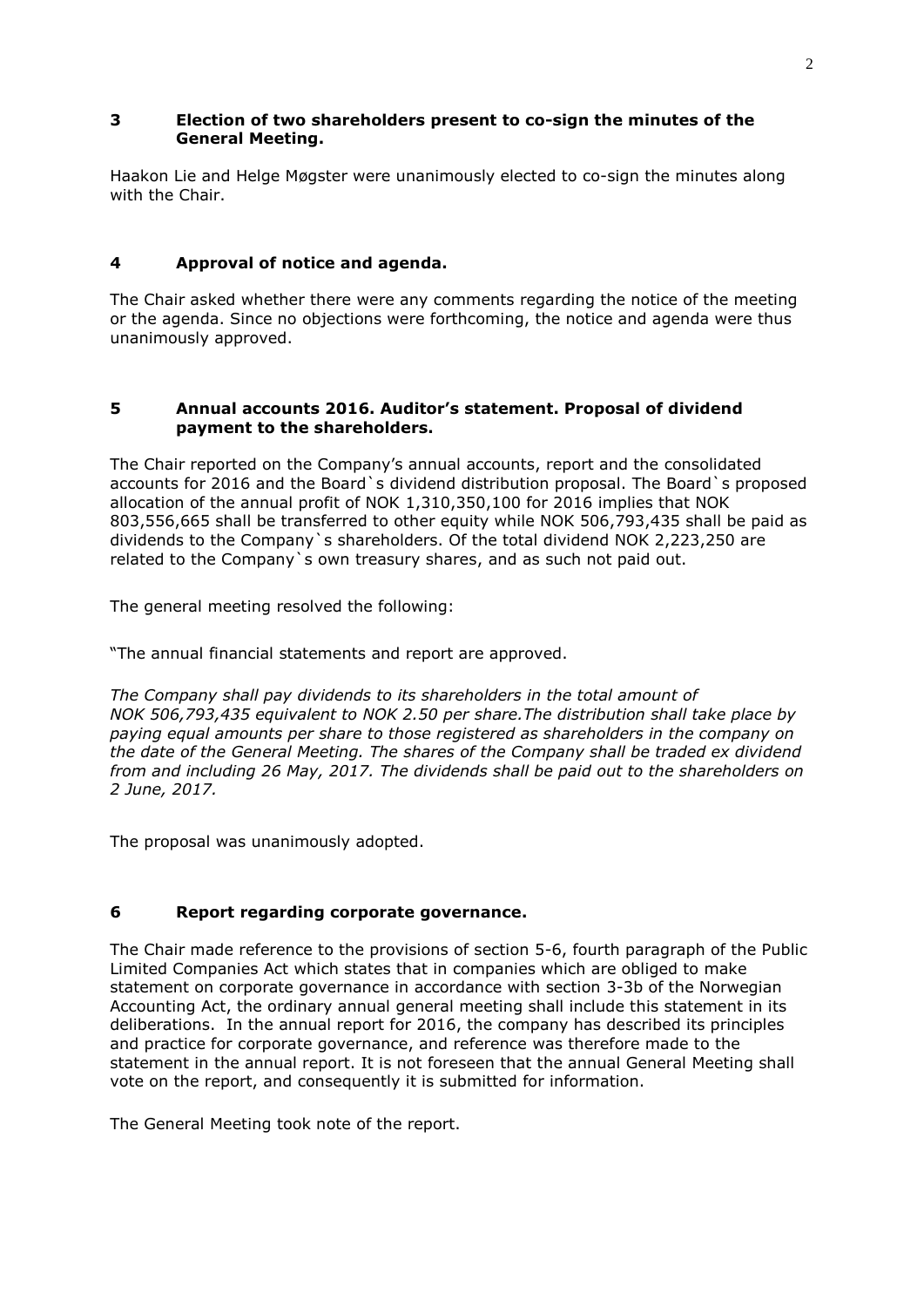## 3 Election of two shareholders present to co-sign the minutes of the General Meeting.

Haakon Lie and Helge Møgster were unanimously elected to co-sign the minutes along with the Chair.

## 4 Approval of notice and agenda.

The Chair asked whether there were any comments regarding the notice of the meeting or the agenda. Since no objections were forthcoming, the notice and agenda were thus unanimously approved.

## 5 Annual accounts 2016. Auditor's statement. Proposal of dividend payment to the shareholders.

The Chair reported on the Company's annual accounts, report and the consolidated accounts for 2016 and the Board`s dividend distribution proposal. The Board`s proposed allocation of the annual profit of NOK 1,310,350,100 for 2016 implies that NOK 803,556,665 shall be transferred to other equity while NOK 506,793,435 shall be paid as dividends to the Company`s shareholders. Of the total dividend NOK 2,223,250 are related to the Company`s own treasury shares, and as such not paid out.

The general meeting resolved the following:

"The annual financial statements and report are approved.

*The Company shall pay dividends to its shareholders in the total amount of NOK 506,793,435 equivalent to NOK 2.50 per share.The distribution shall take place by paying equal amounts per share to those registered as shareholders in the company on the date of the General Meeting. The shares of the Company shall be traded ex dividend from and including 26 May, 2017. The dividends shall be paid out to the shareholders on 2 June, 2017.*

The proposal was unanimously adopted.

## 6 Report regarding corporate governance.

The Chair made reference to the provisions of section 5-6, fourth paragraph of the Public Limited Companies Act which states that in companies which are obliged to make statement on corporate governance in accordance with section 3-3b of the Norwegian Accounting Act, the ordinary annual general meeting shall include this statement in its deliberations. In the annual report for 2016, the company has described its principles and practice for corporate governance, and reference was therefore made to the statement in the annual report. It is not foreseen that the annual General Meeting shall vote on the report, and consequently it is submitted for information.

The General Meeting took note of the report.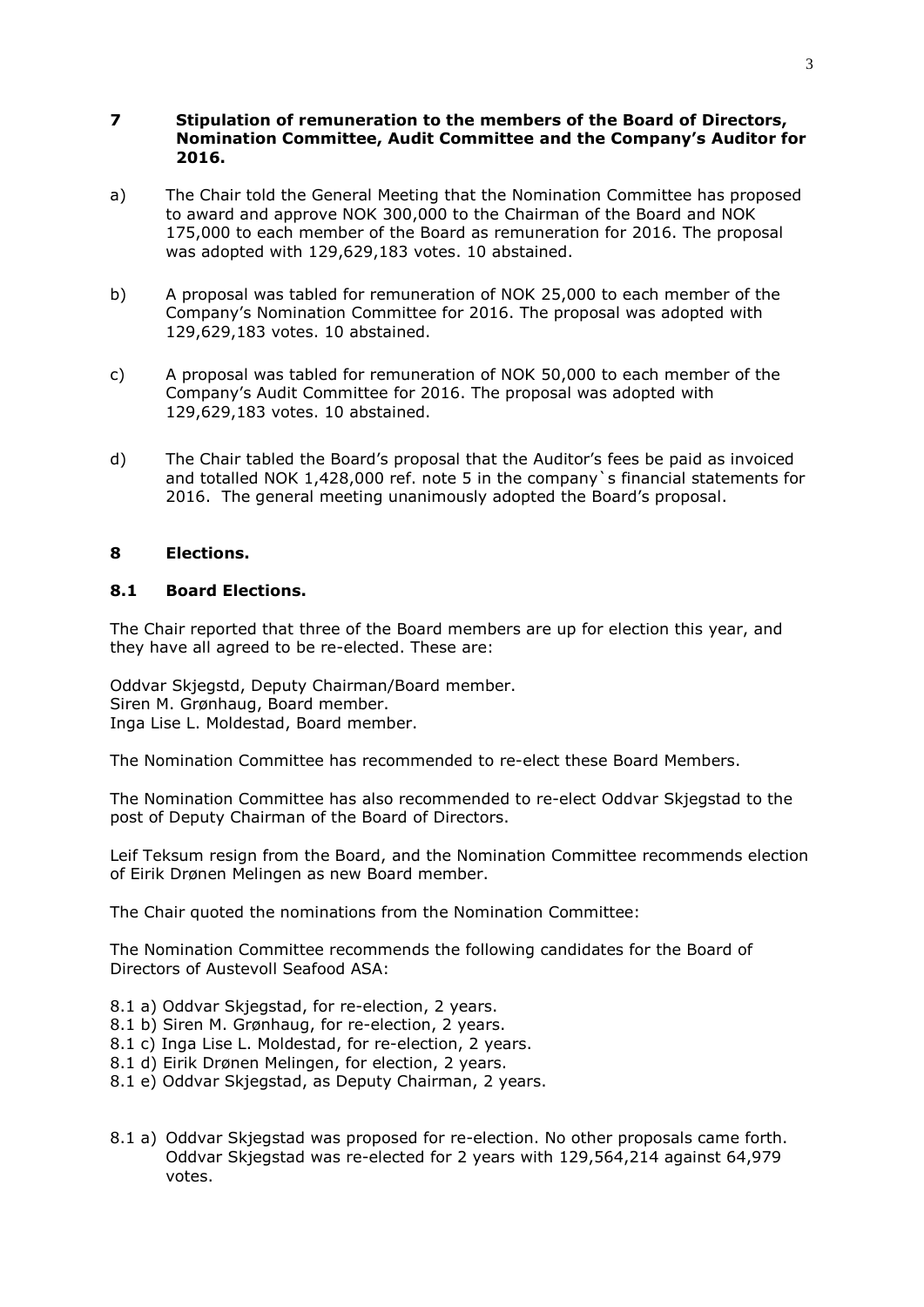## 7 Stipulation of remuneration to the members of the Board of Directors, Nomination Committee, Audit Committee and the Company's Auditor for 2016.

a) The Chair told the General Meeting that the Nomination Committee has proposed to award and approve NOK 300,000 to the Chairman of the Board and NOK 175,000 to each member of the Board as remuneration for 2016. The proposal was adopted with 129,629,183 votes. 10 abstained.

b) A proposal was tabled for remuneration of NOK 25,000 to each member of the Company's Nomination Committee for 2016. The proposal was adopted with 129,629,183 votes. 10 abstained.

c) A proposal was tabled for remuneration of NOK 50,000 to each member of the Company's Audit Committee for 2016. The proposal was adopted with 129,629,183 votes. 10 abstained.

d) The Chair tabled the Board's proposal that the Auditor's fees be paid as invoiced and totalled NOK 1,428,000 ref. note 5 in the company`s financial statements for 2016. The general meeting unanimously adopted the Board's proposal.

## 8 Elections.

### 8.1 Board Elections.

The Chair reported that three of the Board members are up for election this year, and they have all agreed to be re-elected. These are:

Oddvar Skjegstd, Deputy Chairman/Board member.
Siren M. Grønhaug, Board member.
Inga Lise L. Moldestad, Board member.

The Nomination Committee has recommended to re-elect these Board Members.

The Nomination Committee has also recommended to re-elect Oddvar Skjegstad to the post of Deputy Chairman of the Board of Directors.

Leif Teksum resign from the Board, and the Nomination Committee recommends election of Eirik Drønen Melingen as new Board member.

The Chair quoted the nominations from the Nomination Committee:

The Nomination Committee recommends the following candidates for the Board of Directors of Austevoll Seafood ASA:

8.1 a) Oddvar Skjegstad, for re-election, 2 years.
8.1 b) Siren M. Grønhaug, for re-election, 2 years.
8.1 c) Inga Lise L. Moldestad, for re-election, 2 years.
8.1 d) Eirik Drønen Melingen, for election, 2 years.
8.1 e) Oddvar Skjegstad, as Deputy Chairman, 2 years.

8.1 a) Oddvar Skjegstad was proposed for re-election. No other proposals came forth. Oddvar Skjegstad was re-elected for 2 years with 129,564,214 against 64,979 votes.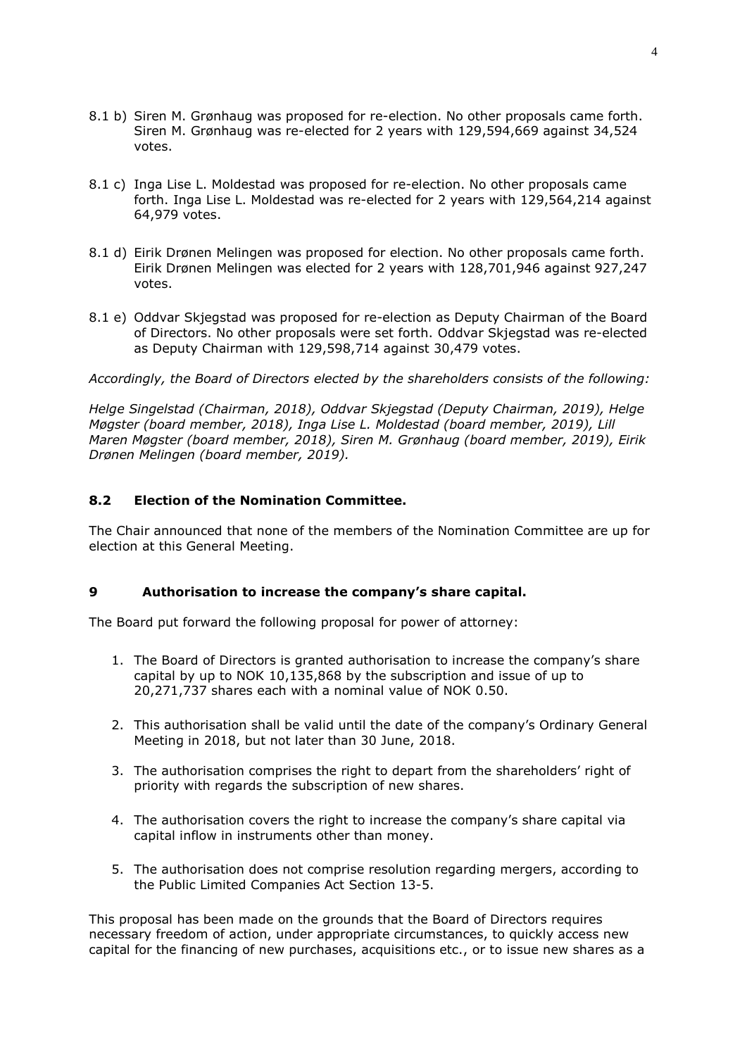8.1 b) Siren M. Grønhaug was proposed for re-election. No other proposals came forth. Siren M. Grønhaug was re-elected for 2 years with 129,594,669 against 34,524 votes.

8.1 c) Inga Lise L. Moldestad was proposed for re-election. No other proposals came forth. Inga Lise L. Moldestad was re-elected for 2 years with 129,564,214 against 64,979 votes.

8.1 d) Eirik Drønen Melingen was proposed for election. No other proposals came forth. Eirik Drønen Melingen was elected for 2 years with 128,701,946 against 927,247 votes.

8.1 e) Oddvar Skjegstad was proposed for re-election as Deputy Chairman of the Board of Directors. No other proposals were set forth. Oddvar Skjegstad was re-elected as Deputy Chairman with 129,598,714 against 30,479 votes.

*Accordingly, the Board of Directors elected by the shareholders consists of the following:*

*Helge Singelstad (Chairman, 2018), Oddvar Skjegstad (Deputy Chairman, 2019), Helge Møgster (board member, 2018), Inga Lise L. Moldestad (board member, 2019), Lill Maren Møgster (board member, 2018), Siren M. Grønhaug (board member, 2019), Eirik Drønen Melingen (board member, 2019).*

### 8.2 Election of the Nomination Committee.

The Chair announced that none of the members of the Nomination Committee are up for election at this General Meeting.

## 9 Authorisation to increase the company's share capital.

The Board put forward the following proposal for power of attorney:

1. The Board of Directors is granted authorisation to increase the company's share capital by up to NOK 10,135,868 by the subscription and issue of up to 20,271,737 shares each with a nominal value of NOK 0.50.
2. This authorisation shall be valid until the date of the company's Ordinary General Meeting in 2018, but not later than 30 June, 2018.
3. The authorisation comprises the right to depart from the shareholders' right of priority with regards the subscription of new shares.
4. The authorisation covers the right to increase the company's share capital via capital inflow in instruments other than money.
5. The authorisation does not comprise resolution regarding mergers, according to the Public Limited Companies Act Section 13-5.

This proposal has been made on the grounds that the Board of Directors requires necessary freedom of action, under appropriate circumstances, to quickly access new capital for the financing of new purchases, acquisitions etc., or to issue new shares as a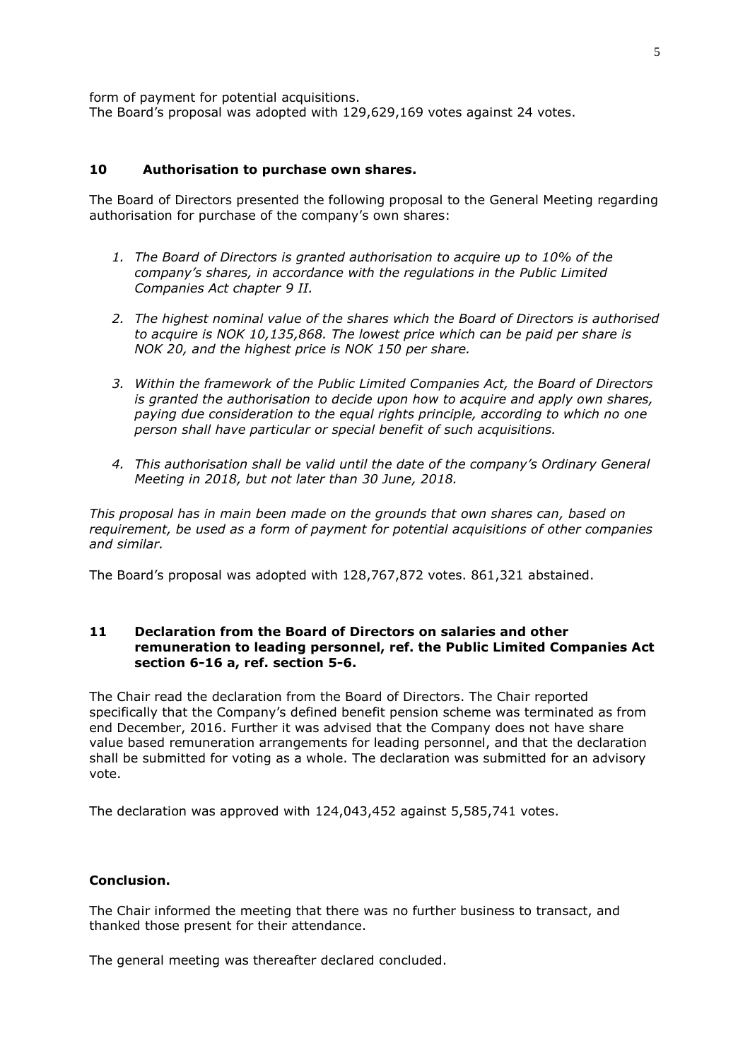form of payment for potential acquisitions.
The Board's proposal was adopted with 129,629,169 votes against 24 votes.

## 10 Authorisation to purchase own shares.

The Board of Directors presented the following proposal to the General Meeting regarding authorisation for purchase of the company's own shares:

1. *The Board of Directors is granted authorisation to acquire up to 10% of the company's shares, in accordance with the regulations in the Public Limited Companies Act chapter 9 II.*

2. *The highest nominal value of the shares which the Board of Directors is authorised to acquire is NOK 10,135,868. The lowest price which can be paid per share is NOK 20, and the highest price is NOK 150 per share.*

3. *Within the framework of the Public Limited Companies Act, the Board of Directors is granted the authorisation to decide upon how to acquire and apply own shares, paying due consideration to the equal rights principle, according to which no one person shall have particular or special benefit of such acquisitions.*

4. *This authorisation shall be valid until the date of the company's Ordinary General Meeting in 2018, but not later than 30 June, 2018.*

*This proposal has in main been made on the grounds that own shares can, based on requirement, be used as a form of payment for potential acquisitions of other companies and similar.*

The Board's proposal was adopted with 128,767,872 votes. 861,321 abstained.

## 11 Declaration from the Board of Directors on salaries and other remuneration to leading personnel, ref. the Public Limited Companies Act section 6-16 a, ref. section 5-6.

The Chair read the declaration from the Board of Directors. The Chair reported specifically that the Company's defined benefit pension scheme was terminated as from end December, 2016. Further it was advised that the Company does not have share value based remuneration arrangements for leading personnel, and that the declaration shall be submitted for voting as a whole. The declaration was submitted for an advisory vote.

The declaration was approved with 124,043,452 against 5,585,741 votes.

## Conclusion.

The Chair informed the meeting that there was no further business to transact, and thanked those present for their attendance.

The general meeting was thereafter declared concluded.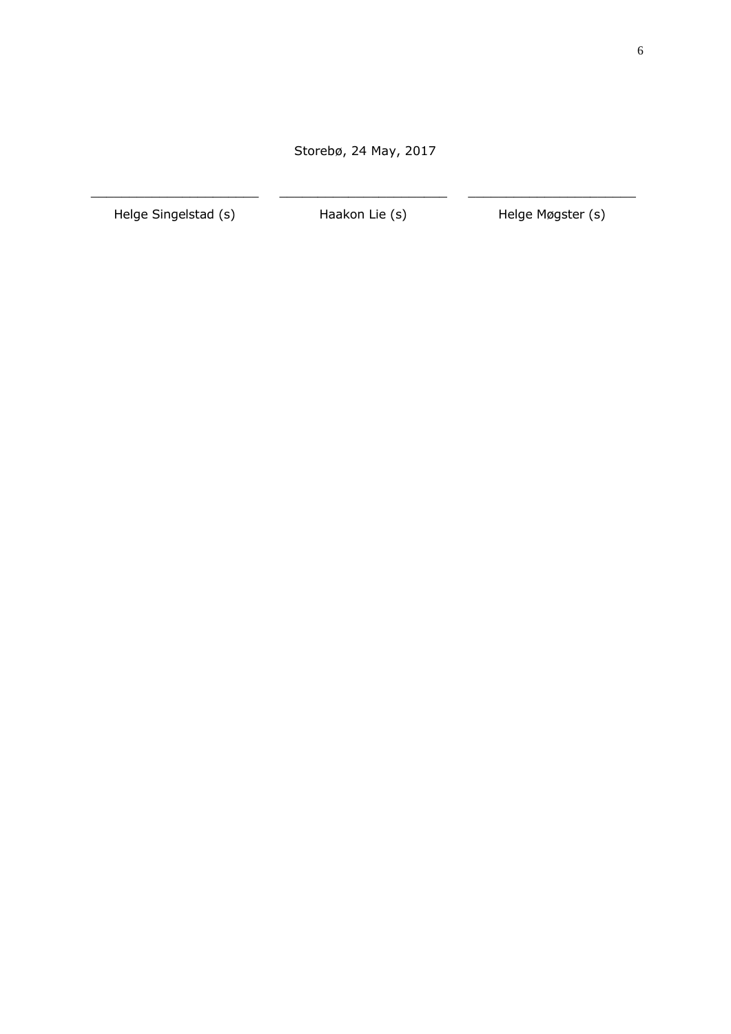Storebø, 24 May, 2017

| | | |
|---|---|---|
| \_\_\_\_\_\_\_\_\_\_\_\_\_\_\_\_\_\_\_\_\_\_ | \_\_\_\_\_\_\_\_\_\_\_\_\_\_\_\_\_\_\_\_\_\_ | \_\_\_\_\_\_\_\_\_\_\_\_\_\_\_\_\_\_\_\_\_\_ |
| Helge Singelstad (s) | Haakon Lie (s) | Helge Møgster (s) |